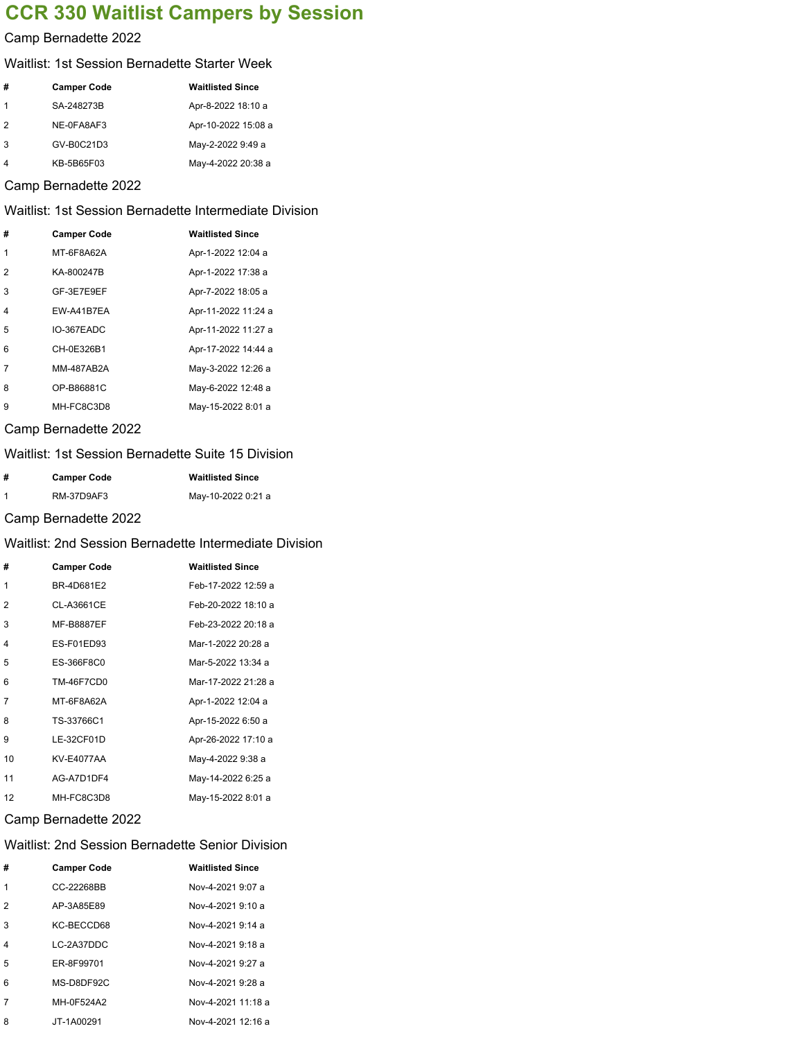# CCR 330 Waitlist Campers by Session

Camp Bernadette 2022

Waitlist: 1st Session Bernadette Starter Week

| # | Camper Code | Waitlisted Since |
|---|---|---|
| 1 | SA-248273B | Apr-8-2022 18:10 a |
| 2 | NE-0FA8AF3 | Apr-10-2022 15:08 a |
| 3 | GV-B0C21D3 | May-2-2022 9:49 a |
| 4 | KB-5B65F03 | May-4-2022 20:38 a |

Camp Bernadette 2022

Waitlist: 1st Session Bernadette Intermediate Division

| # | Camper Code | Waitlisted Since |
|---|---|---|
| 1 | MT-6F8A62A | Apr-1-2022 12:04 a |
| 2 | KA-800247B | Apr-1-2022 17:38 a |
| 3 | GF-3E7E9EF | Apr-7-2022 18:05 a |
| 4 | EW-A41B7EA | Apr-11-2022 11:24 a |
| 5 | IO-367EADC | Apr-11-2022 11:27 a |
| 6 | CH-0E326B1 | Apr-17-2022 14:44 a |
| 7 | MM-487AB2A | May-3-2022 12:26 a |
| 8 | OP-B86881C | May-6-2022 12:48 a |
| 9 | MH-FC8C3D8 | May-15-2022 8:01 a |

Camp Bernadette 2022

Waitlist: 1st Session Bernadette Suite 15 Division

| # | Camper Code | Waitlisted Since |
|---|---|---|
| 1 | RM-37D9AF3 | May-10-2022 0:21 a |

Camp Bernadette 2022

Waitlist: 2nd Session Bernadette Intermediate Division

| # | Camper Code | Waitlisted Since |
|---|---|---|
| 1 | BR-4D681E2 | Feb-17-2022 12:59 a |
| 2 | CL-A3661CE | Feb-20-2022 18:10 a |
| 3 | MF-B8887EF | Feb-23-2022 20:18 a |
| 4 | ES-F01ED93 | Mar-1-2022 20:28 a |
| 5 | ES-366F8C0 | Mar-5-2022 13:34 a |
| 6 | TM-46F7CD0 | Mar-17-2022 21:28 a |
| 7 | MT-6F8A62A | Apr-1-2022 12:04 a |
| 8 | TS-33766C1 | Apr-15-2022 6:50 a |
| 9 | LE-32CF01D | Apr-26-2022 17:10 a |
| 10 | KV-E4077AA | May-4-2022 9:38 a |
| 11 | AG-A7D1DF4 | May-14-2022 6:25 a |
| 12 | MH-FC8C3D8 | May-15-2022 8:01 a |

Camp Bernadette 2022

Waitlist: 2nd Session Bernadette Senior Division

| # | Camper Code | Waitlisted Since |
|---|---|---|
| 1 | CC-22268BB | Nov-4-2021 9:07 a |
| 2 | AP-3A85E89 | Nov-4-2021 9:10 a |
| 3 | KC-BECCD68 | Nov-4-2021 9:14 a |
| 4 | LC-2A37DDC | Nov-4-2021 9:18 a |
| 5 | ER-8F99701 | Nov-4-2021 9:27 a |
| 6 | MS-D8DF92C | Nov-4-2021 9:28 a |
| 7 | MH-0F524A2 | Nov-4-2021 11:18 a |
| 8 | JT-1A00291 | Nov-4-2021 12:16 a |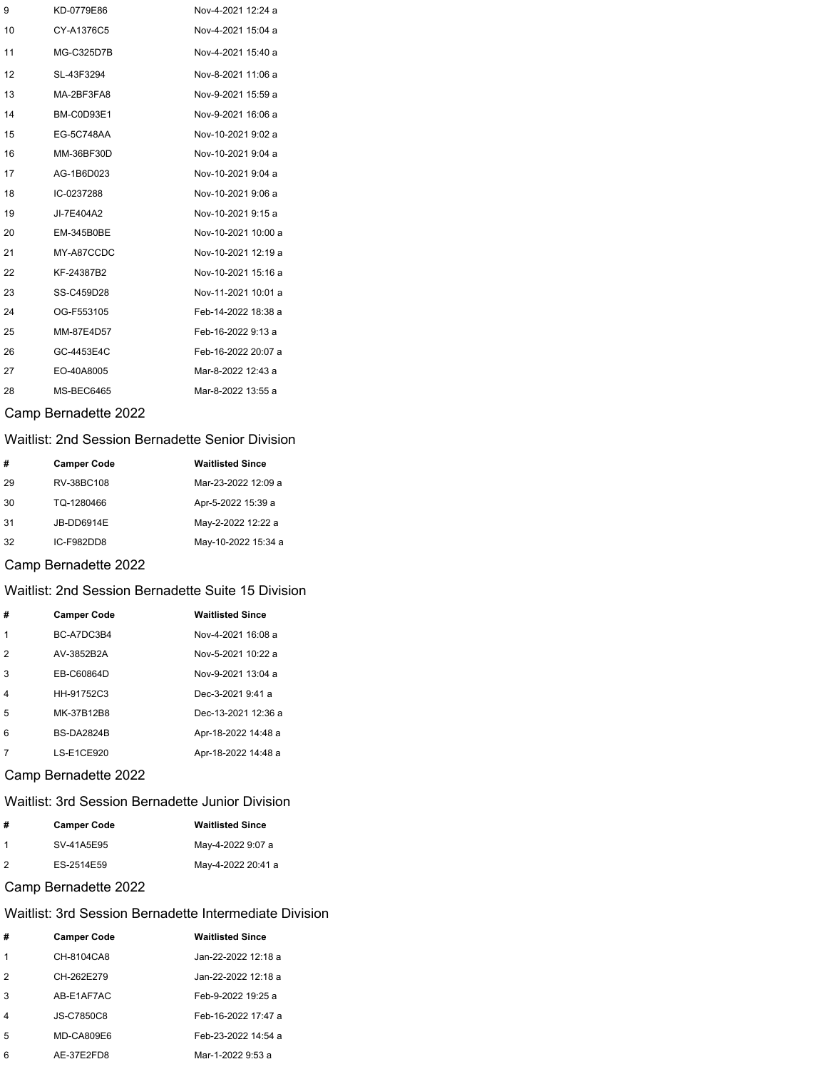| # | Camper Code | Waitlisted Since |
|---|---|---|
| 9 | KD-0779E86 | Nov-4-2021 12:24 a |
| 10 | CY-A1376C5 | Nov-4-2021 15:04 a |
| 11 | MG-C325D7B | Nov-4-2021 15:40 a |
| 12 | SL-43F3294 | Nov-8-2021 11:06 a |
| 13 | MA-2BF3FA8 | Nov-9-2021 15:59 a |
| 14 | BM-C0D93E1 | Nov-9-2021 16:06 a |
| 15 | EG-5C748AA | Nov-10-2021 9:02 a |
| 16 | MM-36BF30D | Nov-10-2021 9:04 a |
| 17 | AG-1B6D023 | Nov-10-2021 9:04 a |
| 18 | IC-0237288 | Nov-10-2021 9:06 a |
| 19 | JI-7E404A2 | Nov-10-2021 9:15 a |
| 20 | EM-345B0BE | Nov-10-2021 10:00 a |
| 21 | MY-A87CCDC | Nov-10-2021 12:19 a |
| 22 | KF-24387B2 | Nov-10-2021 15:16 a |
| 23 | SS-C459D28 | Nov-11-2021 10:01 a |
| 24 | OG-F553105 | Feb-14-2022 18:38 a |
| 25 | MM-87E4D57 | Feb-16-2022 9:13 a |
| 26 | GC-4453E4C | Feb-16-2022 20:07 a |
| 27 | EO-40A8005 | Mar-8-2022 12:43 a |
| 28 | MS-BEC6465 | Mar-8-2022 13:55 a |

## Camp Bernadette 2022

### Waitlist: 2nd Session Bernadette Senior Division

| # | Camper Code | Waitlisted Since |
|---|---|---|
| 29 | RV-38BC108 | Mar-23-2022 12:09 a |
| 30 | TQ-1280466 | Apr-5-2022 15:39 a |
| 31 | JB-DD6914E | May-2-2022 12:22 a |
| 32 | IC-F982DD8 | May-10-2022 15:34 a |

## Camp Bernadette 2022

### Waitlist: 2nd Session Bernadette Suite 15 Division

| # | Camper Code | Waitlisted Since |
|---|---|---|
| 1 | BC-A7DC3B4 | Nov-4-2021 16:08 a |
| 2 | AV-3852B2A | Nov-5-2021 10:22 a |
| 3 | EB-C60864D | Nov-9-2021 13:04 a |
| 4 | HH-91752C3 | Dec-3-2021 9:41 a |
| 5 | MK-37B12B8 | Dec-13-2021 12:36 a |
| 6 | BS-DA2824B | Apr-18-2022 14:48 a |
| 7 | LS-E1CE920 | Apr-18-2022 14:48 a |

## Camp Bernadette 2022

### Waitlist: 3rd Session Bernadette Junior Division

| # | Camper Code | Waitlisted Since |
|---|---|---|
| 1 | SV-41A5E95 | May-4-2022 9:07 a |
| 2 | ES-2514E59 | May-4-2022 20:41 a |

## Camp Bernadette 2022

### Waitlist: 3rd Session Bernadette Intermediate Division

| # | Camper Code | Waitlisted Since |
|---|---|---|
| 1 | CH-8104CA8 | Jan-22-2022 12:18 a |
| 2 | CH-262E279 | Jan-22-2022 12:18 a |
| 3 | AB-E1AF7AC | Feb-9-2022 19:25 a |
| 4 | JS-C7850C8 | Feb-16-2022 17:47 a |
| 5 | MD-CA809E6 | Feb-23-2022 14:54 a |
| 6 | AE-37E2FD8 | Mar-1-2022 9:53 a |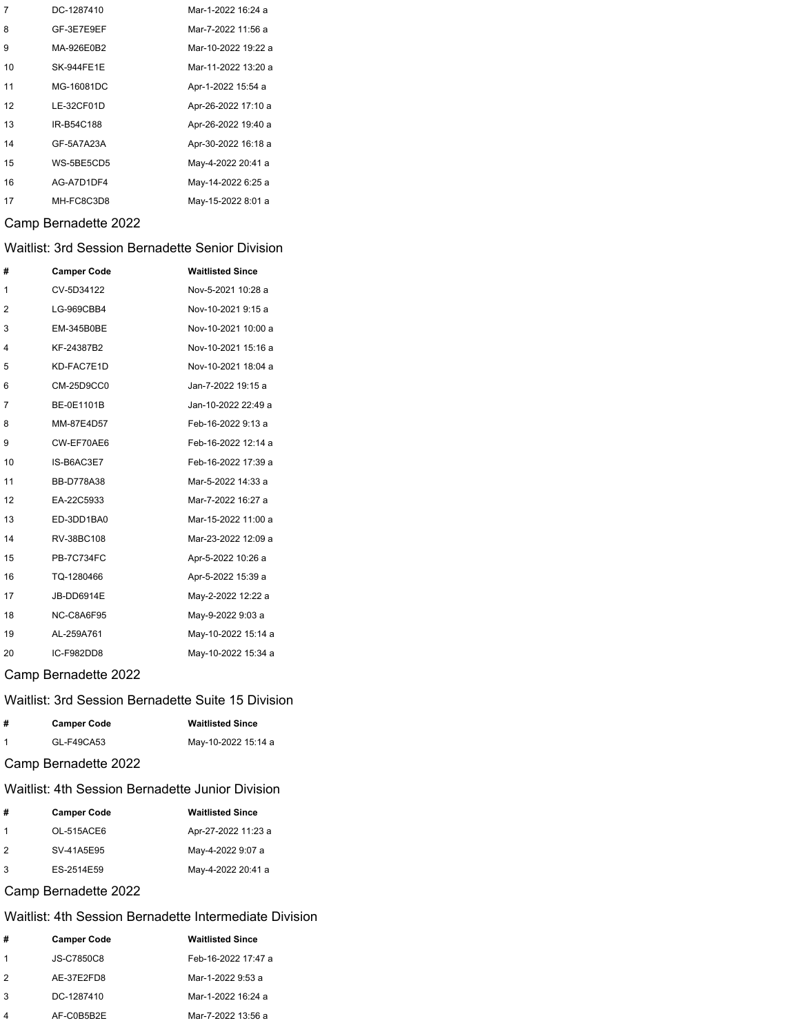| # | Camper Code | Waitlisted Since |
|---|---|---|
| 7 | DC-1287410 | Mar-1-2022 16:24 a |
| 8 | GF-3E7E9EF | Mar-7-2022 11:56 a |
| 9 | MA-926E0B2 | Mar-10-2022 19:22 a |
| 10 | SK-944FE1E | Mar-11-2022 13:20 a |
| 11 | MG-16081DC | Apr-1-2022 15:54 a |
| 12 | LE-32CF01D | Apr-26-2022 17:10 a |
| 13 | IR-B54C188 | Apr-26-2022 19:40 a |
| 14 | GF-5A7A23A | Apr-30-2022 16:18 a |
| 15 | WS-5BE5CD5 | May-4-2022 20:41 a |
| 16 | AG-A7D1DF4 | May-14-2022 6:25 a |
| 17 | MH-FC8C3D8 | May-15-2022 8:01 a |

Camp Bernadette 2022

Waitlist: 3rd Session Bernadette Senior Division

| # | Camper Code | Waitlisted Since |
|---|---|---|
| 1 | CV-5D34122 | Nov-5-2021 10:28 a |
| 2 | LG-969CBB4 | Nov-10-2021 9:15 a |
| 3 | EM-345B0BE | Nov-10-2021 10:00 a |
| 4 | KF-24387B2 | Nov-10-2021 15:16 a |
| 5 | KD-FAC7E1D | Nov-10-2021 18:04 a |
| 6 | CM-25D9CC0 | Jan-7-2022 19:15 a |
| 7 | BE-0E1101B | Jan-10-2022 22:49 a |
| 8 | MM-87E4D57 | Feb-16-2022 9:13 a |
| 9 | CW-EF70AE6 | Feb-16-2022 12:14 a |
| 10 | IS-B6AC3E7 | Feb-16-2022 17:39 a |
| 11 | BB-D778A38 | Mar-5-2022 14:33 a |
| 12 | EA-22C5933 | Mar-7-2022 16:27 a |
| 13 | ED-3DD1BA0 | Mar-15-2022 11:00 a |
| 14 | RV-38BC108 | Mar-23-2022 12:09 a |
| 15 | PB-7C734FC | Apr-5-2022 10:26 a |
| 16 | TQ-1280466 | Apr-5-2022 15:39 a |
| 17 | JB-DD6914E | May-2-2022 12:22 a |
| 18 | NC-C8A6F95 | May-9-2022 9:03 a |
| 19 | AL-259A761 | May-10-2022 15:14 a |
| 20 | IC-F982DD8 | May-10-2022 15:34 a |

Camp Bernadette 2022

Waitlist: 3rd Session Bernadette Suite 15 Division

| # | Camper Code | Waitlisted Since |
|---|---|---|
| 1 | GL-F49CA53 | May-10-2022 15:14 a |

Camp Bernadette 2022

Waitlist: 4th Session Bernadette Junior Division

| # | Camper Code | Waitlisted Since |
|---|---|---|
| 1 | OL-515ACE6 | Apr-27-2022 11:23 a |
| 2 | SV-41A5E95 | May-4-2022 9:07 a |
| 3 | ES-2514E59 | May-4-2022 20:41 a |

Camp Bernadette 2022

Waitlist: 4th Session Bernadette Intermediate Division

| # | Camper Code | Waitlisted Since |
|---|---|---|
| 1 | JS-C7850C8 | Feb-16-2022 17:47 a |
| 2 | AE-37E2FD8 | Mar-1-2022 9:53 a |
| 3 | DC-1287410 | Mar-1-2022 16:24 a |
| 4 | AF-C0B5B2E | Mar-7-2022 13:56 a |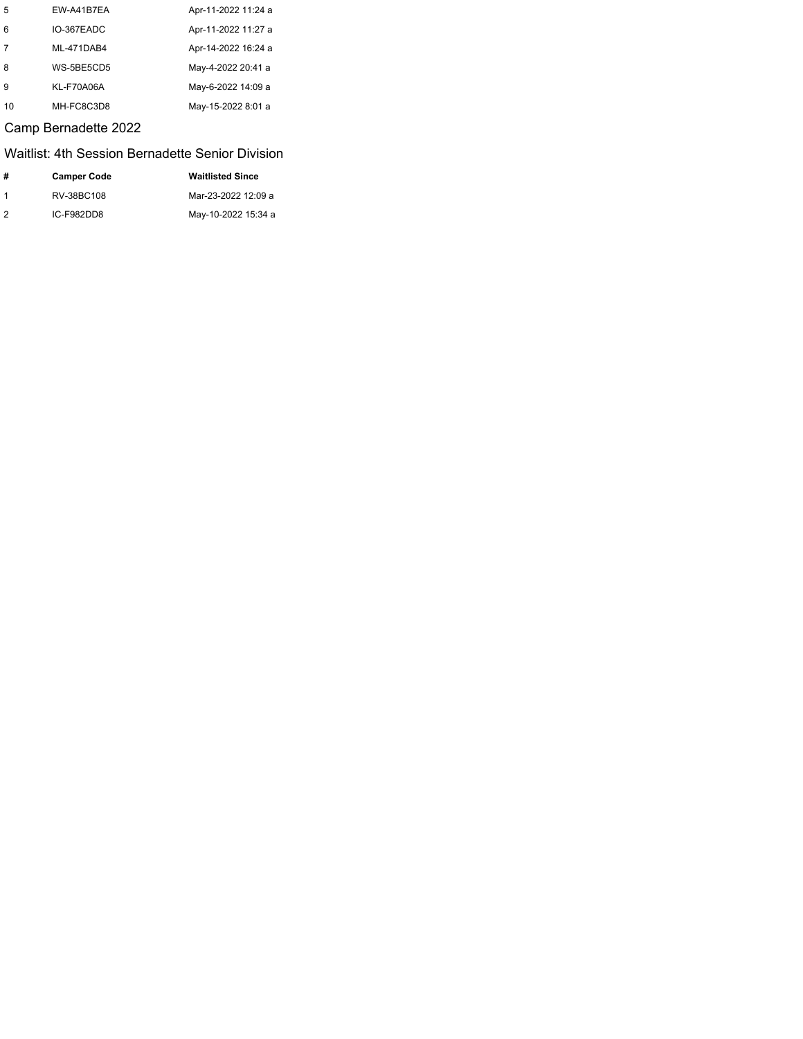| | | |
|---|---|---|
| 5 | EW-A41B7EA | Apr-11-2022 11:24 a |
| 6 | IO-367EADC | Apr-11-2022 11:27 a |
| 7 | ML-471DAB4 | Apr-14-2022 16:24 a |
| 8 | WS-5BE5CD5 | May-4-2022 20:41 a |
| 9 | KL-F70A06A | May-6-2022 14:09 a |
| 10 | MH-FC8C3D8 | May-15-2022 8:01 a |

## Camp Bernadette 2022

## Waitlist: 4th Session Bernadette Senior Division

| # | Camper Code | Waitlisted Since |
|---|---|---|
| 1 | RV-38BC108 | Mar-23-2022 12:09 a |
| 2 | IC-F982DD8 | May-10-2022 15:34 a |